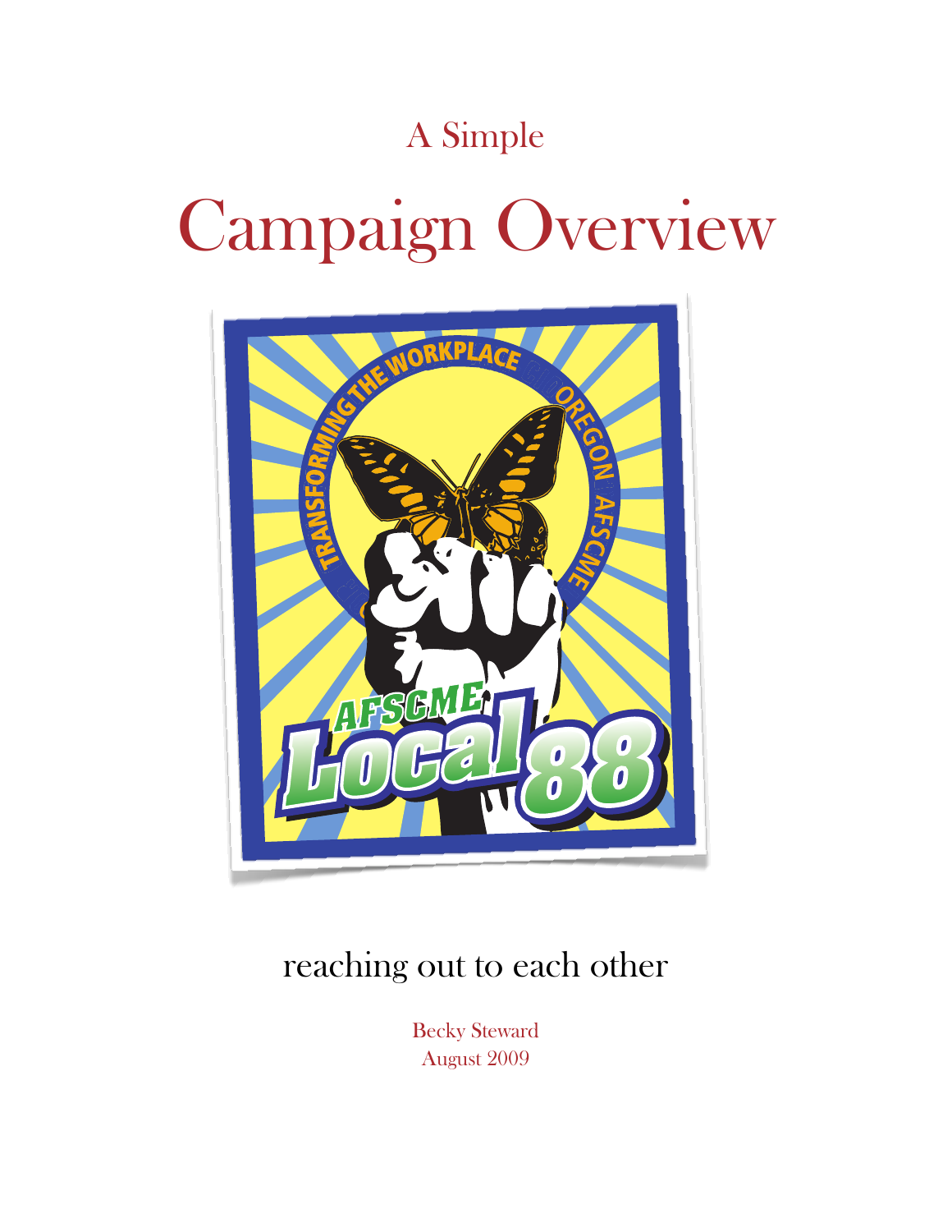A Simple

# Campaign Overview

reaching out to each other

Becky Steward
August 2009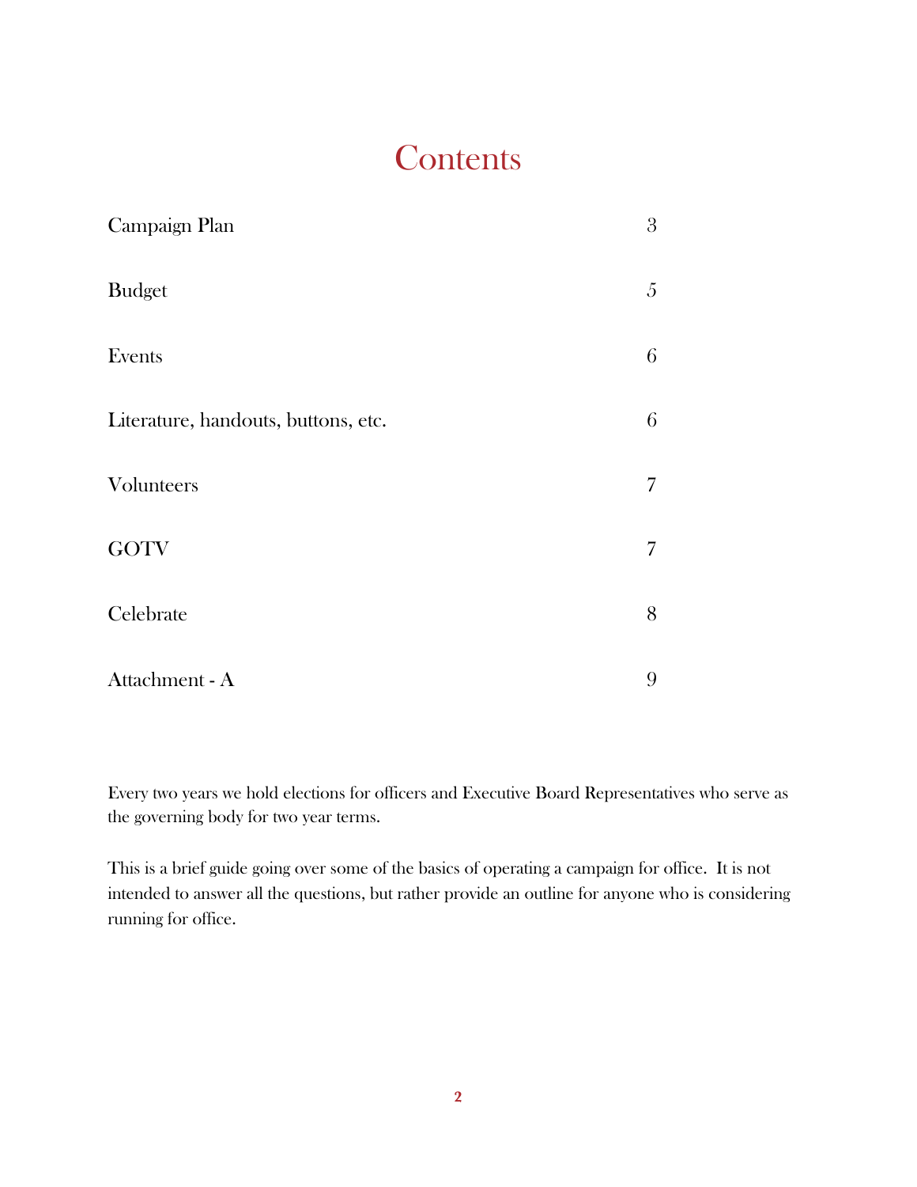# Contents

| | |
|---|---|
| Campaign Plan | 3 |
| Budget | 5 |
| Events | 6 |
| Literature, handouts, buttons, etc. | 6 |
| Volunteers | 7 |
| GOTV | 7 |
| Celebrate | 8 |
| Attachment - A | 9 |

Every two years we hold elections for officers and Executive Board Representatives who serve as the governing body for two year terms.

This is a brief guide going over some of the basics of operating a campaign for office. It is not intended to answer all the questions, but rather provide an outline for anyone who is considering running for office.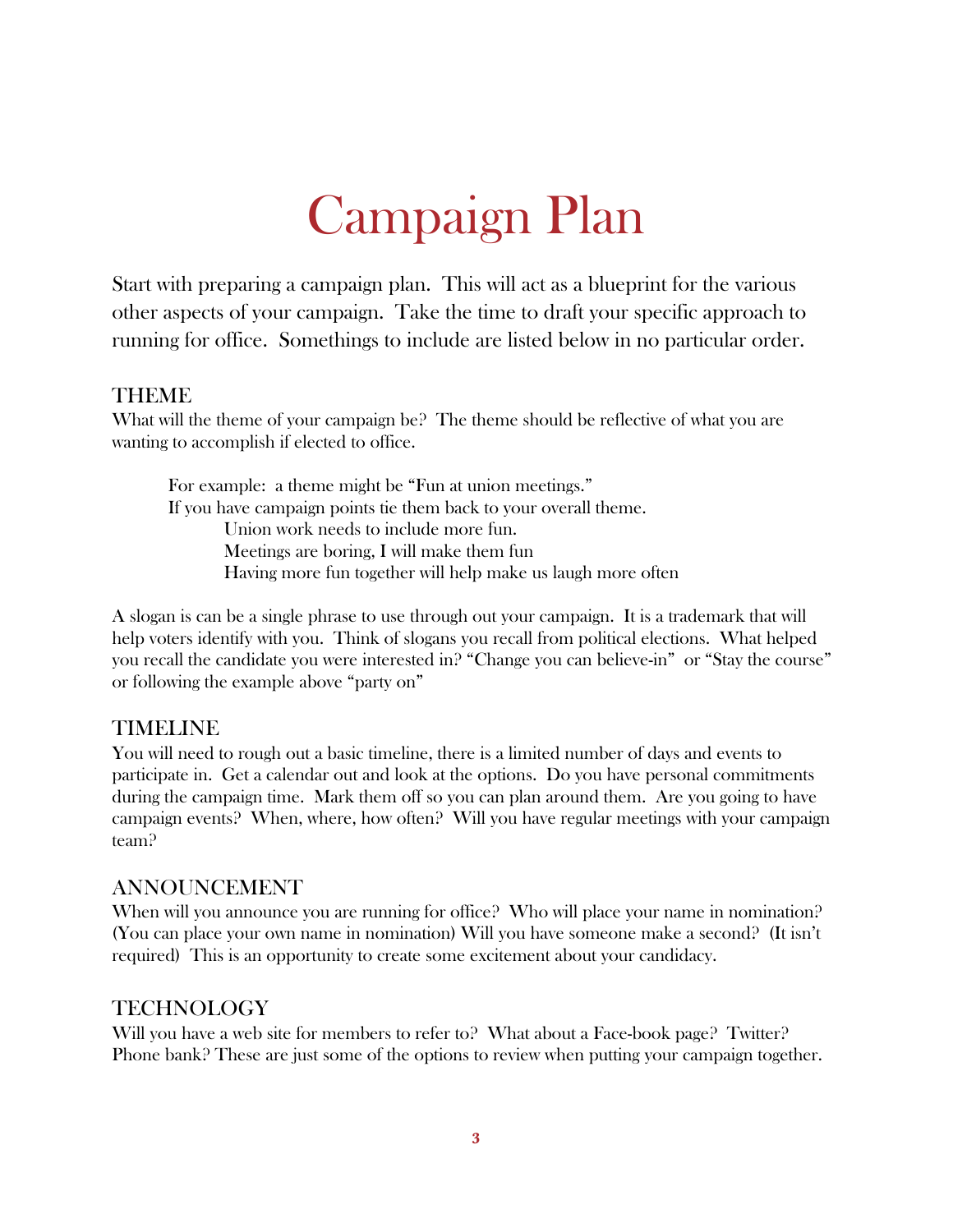# Campaign Plan

Start with preparing a campaign plan. This will act as a blueprint for the various other aspects of your campaign. Take the time to draft your specific approach to running for office. Somethings to include are listed below in no particular order.

## THEME

What will the theme of your campaign be? The theme should be reflective of what you are wanting to accomplish if elected to office.

> For example: a theme might be "Fun at union meetings."
> If you have campaign points tie them back to your overall theme.
>
> > Union work needs to include more fun.
> > Meetings are boring, I will make them fun
> > Having more fun together will help make us laugh more often

A slogan is can be a single phrase to use through out your campaign. It is a trademark that will help voters identify with you. Think of slogans you recall from political elections. What helped you recall the candidate you were interested in? "Change you can believe-in" or "Stay the course" or following the example above "party on"

## TIMELINE

You will need to rough out a basic timeline, there is a limited number of days and events to participate in. Get a calendar out and look at the options. Do you have personal commitments during the campaign time. Mark them off so you can plan around them. Are you going to have campaign events? When, where, how often? Will you have regular meetings with your campaign team?

## ANNOUNCEMENT

When will you announce you are running for office? Who will place your name in nomination? (You can place your own name in nomination) Will you have someone make a second? (It isn't required) This is an opportunity to create some excitement about your candidacy.

## TECHNOLOGY

Will you have a web site for members to refer to? What about a Face-book page? Twitter? Phone bank? These are just some of the options to review when putting your campaign together.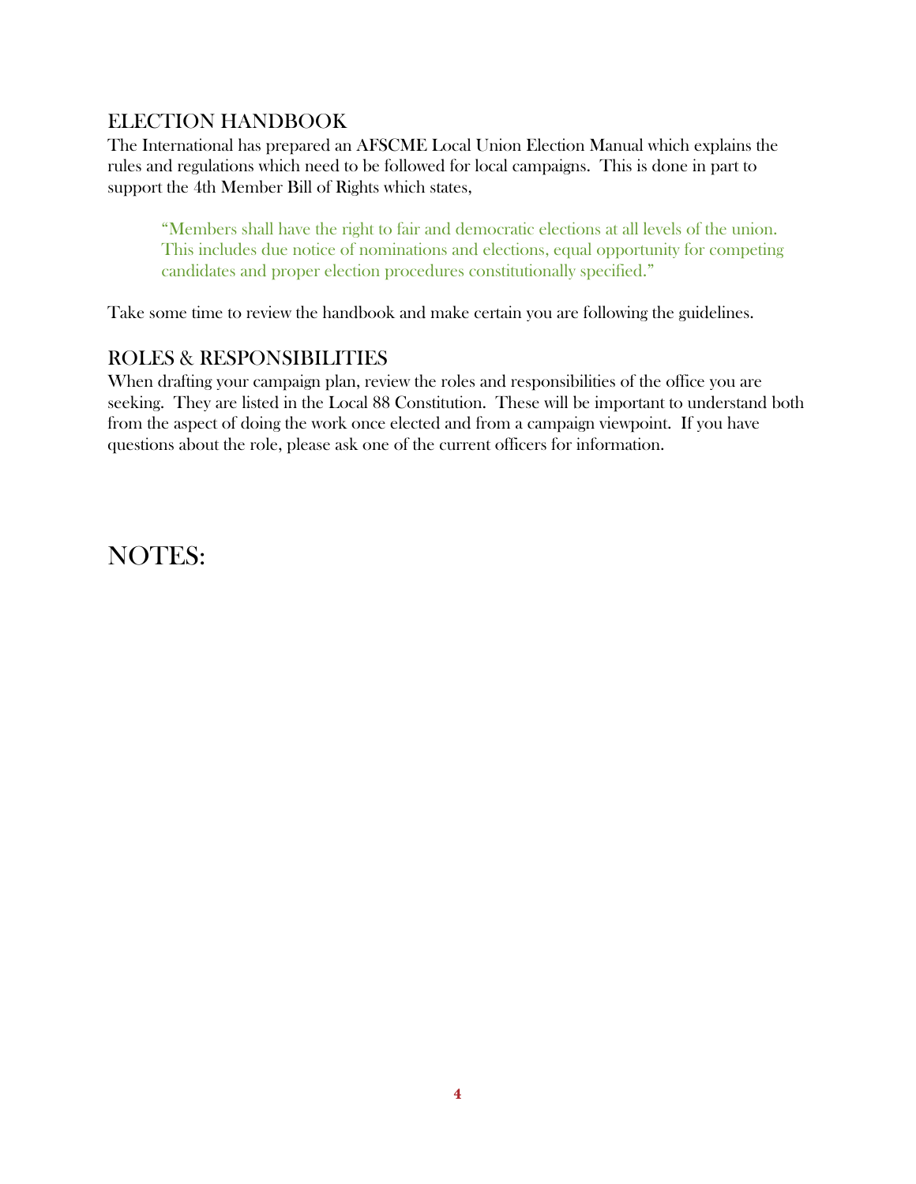## ELECTION HANDBOOK

The International has prepared an AFSCME Local Union Election Manual which explains the rules and regulations which need to be followed for local campaigns. This is done in part to support the 4th Member Bill of Rights which states,

> "Members shall have the right to fair and democratic elections at all levels of the union. This includes due notice of nominations and elections, equal opportunity for competing candidates and proper election procedures constitutionally specified."

Take some time to review the handbook and make certain you are following the guidelines.

## ROLES & RESPONSIBILITIES

When drafting your campaign plan, review the roles and responsibilities of the office you are seeking. They are listed in the Local 88 Constitution. These will be important to understand both from the aspect of doing the work once elected and from a campaign viewpoint. If you have questions about the role, please ask one of the current officers for information.

# NOTES: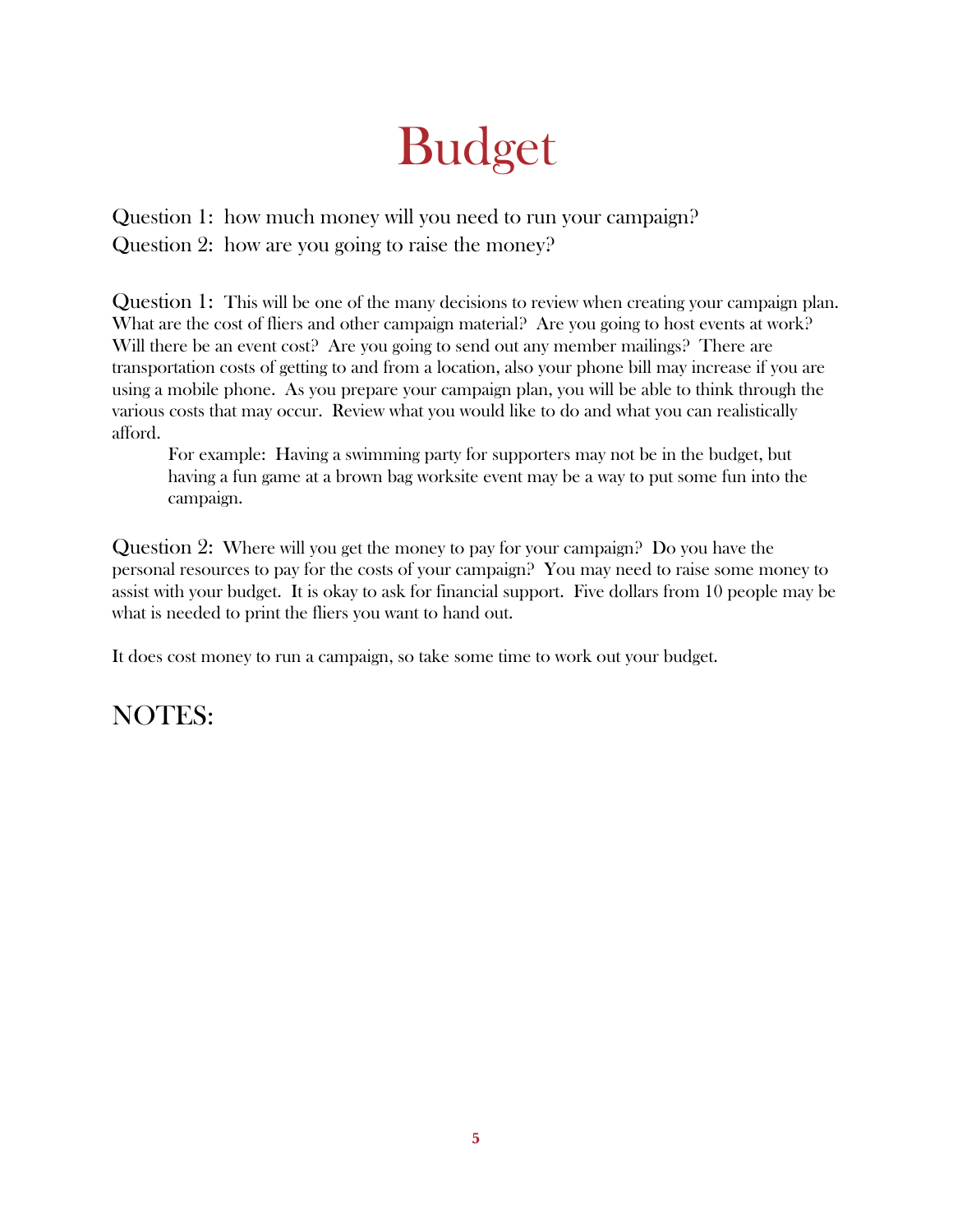# Budget

Question 1: how much money will you need to run your campaign?
Question 2: how are you going to raise the money?

Question 1: This will be one of the many decisions to review when creating your campaign plan. What are the cost of fliers and other campaign material? Are you going to host events at work? Will there be an event cost? Are you going to send out any member mailings? There are transportation costs of getting to and from a location, also your phone bill may increase if you are using a mobile phone. As you prepare your campaign plan, you will be able to think through the various costs that may occur. Review what you would like to do and what you can realistically afford.

> For example: Having a swimming party for supporters may not be in the budget, but having a fun game at a brown bag worksite event may be a way to put some fun into the campaign.

Question 2: Where will you get the money to pay for your campaign? Do you have the personal resources to pay for the costs of your campaign? You may need to raise some money to assist with your budget. It is okay to ask for financial support. Five dollars from 10 people may be what is needed to print the fliers you want to hand out.

It does cost money to run a campaign, so take some time to work out your budget.

## NOTES: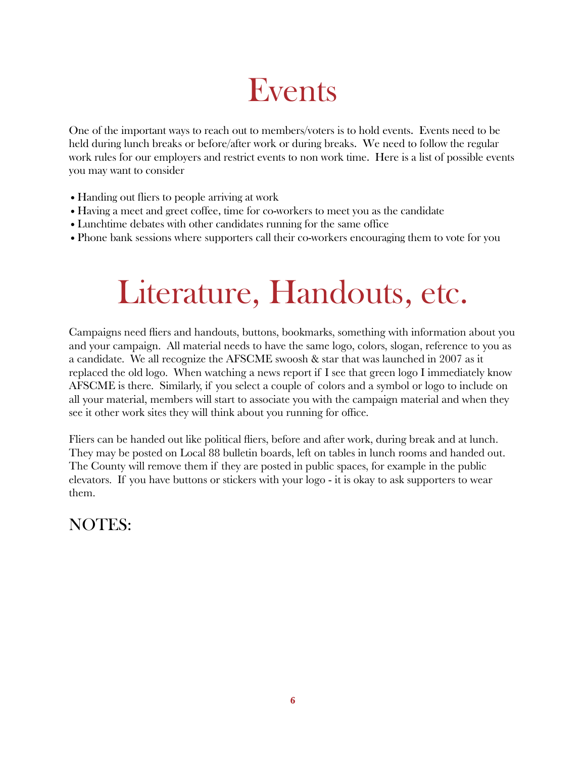# Events

One of the important ways to reach out to members/voters is to hold events. Events need to be held during lunch breaks or before/after work or during breaks. We need to follow the regular work rules for our employers and restrict events to non work time. Here is a list of possible events you may want to consider

- Handing out fliers to people arriving at work
- Having a meet and greet coffee, time for co-workers to meet you as the candidate
- Lunchtime debates with other candidates running for the same office
- Phone bank sessions where supporters call their co-workers encouraging them to vote for you

# Literature, Handouts, etc.

Campaigns need fliers and handouts, buttons, bookmarks, something with information about you and your campaign. All material needs to have the same logo, colors, slogan, reference to you as a candidate. We all recognize the AFSCME swoosh & star that was launched in 2007 as it replaced the old logo. When watching a news report if I see that green logo I immediately know AFSCME is there. Similarly, if you select a couple of colors and a symbol or logo to include on all your material, members will start to associate you with the campaign material and when they see it other work sites they will think about you running for office.

Fliers can be handed out like political fliers, before and after work, during break and at lunch. They may be posted on Local 88 bulletin boards, left on tables in lunch rooms and handed out. The County will remove them if they are posted in public spaces, for example in the public elevators. If you have buttons or stickers with your logo - it is okay to ask supporters to wear them.

## NOTES: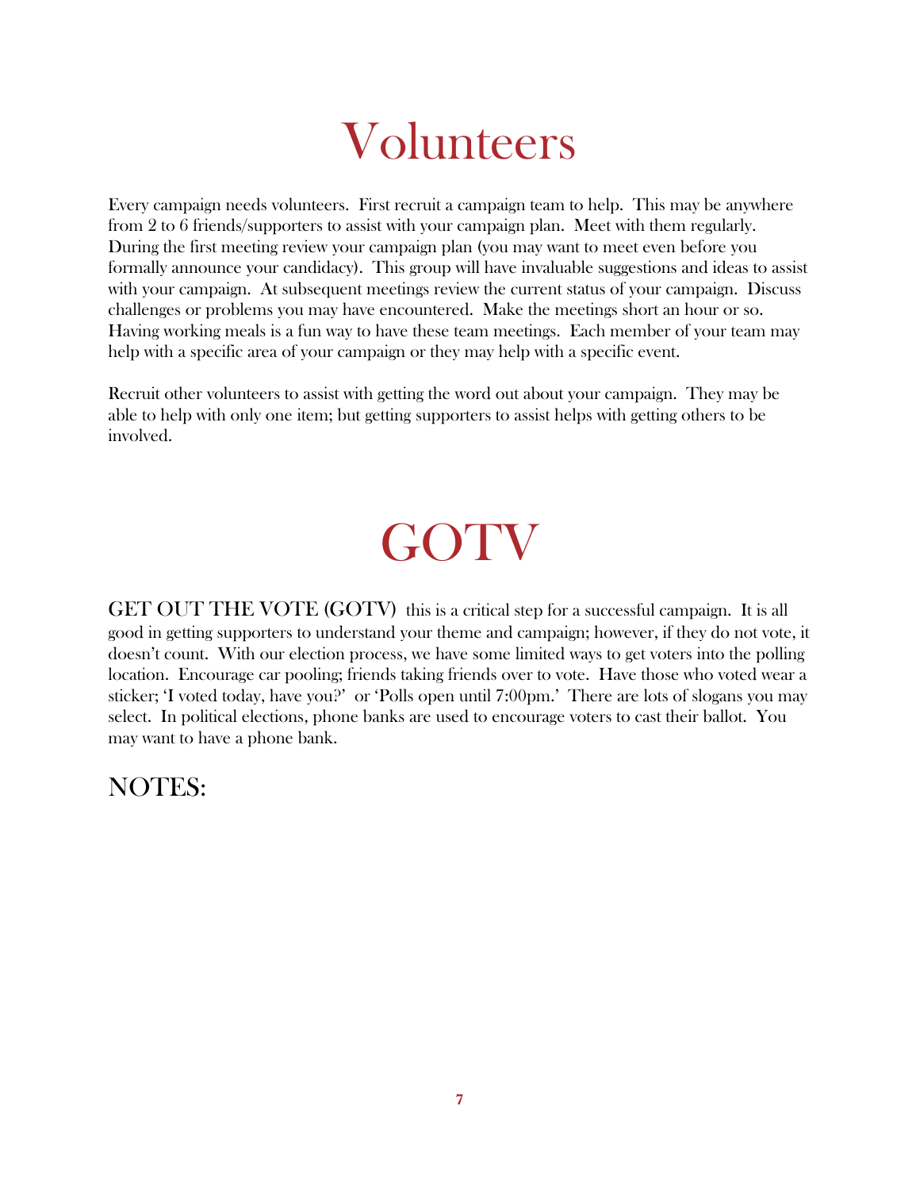# Volunteers

Every campaign needs volunteers. First recruit a campaign team to help. This may be anywhere from 2 to 6 friends/supporters to assist with your campaign plan. Meet with them regularly. During the first meeting review your campaign plan (you may want to meet even before you formally announce your candidacy). This group will have invaluable suggestions and ideas to assist with your campaign. At subsequent meetings review the current status of your campaign. Discuss challenges or problems you may have encountered. Make the meetings short an hour or so. Having working meals is a fun way to have these team meetings. Each member of your team may help with a specific area of your campaign or they may help with a specific event.

Recruit other volunteers to assist with getting the word out about your campaign. They may be able to help with only one item; but getting supporters to assist helps with getting others to be involved.

# GOTV

GET OUT THE VOTE (GOTV) this is a critical step for a successful campaign. It is all good in getting supporters to understand your theme and campaign; however, if they do not vote, it doesn't count. With our election process, we have some limited ways to get voters into the polling location. Encourage car pooling; friends taking friends over to vote. Have those who voted wear a sticker; 'I voted today, have you?' or 'Polls open until 7:00pm.' There are lots of slogans you may select. In political elections, phone banks are used to encourage voters to cast their ballot. You may want to have a phone bank.

## NOTES: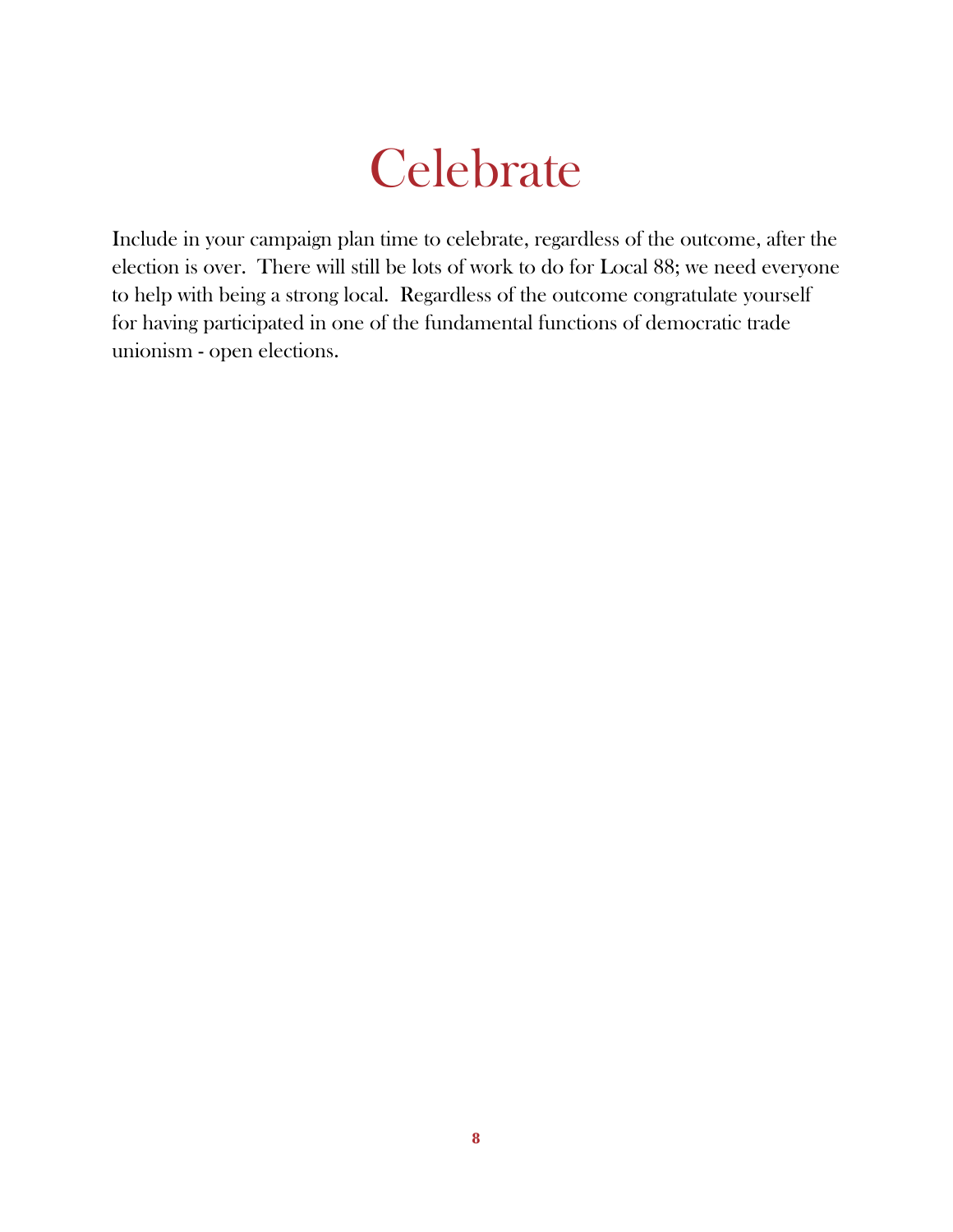# Celebrate

Include in your campaign plan time to celebrate, regardless of the outcome, after the election is over. There will still be lots of work to do for Local 88; we need everyone to help with being a strong local. Regardless of the outcome congratulate yourself for having participated in one of the fundamental functions of democratic trade unionism - open elections.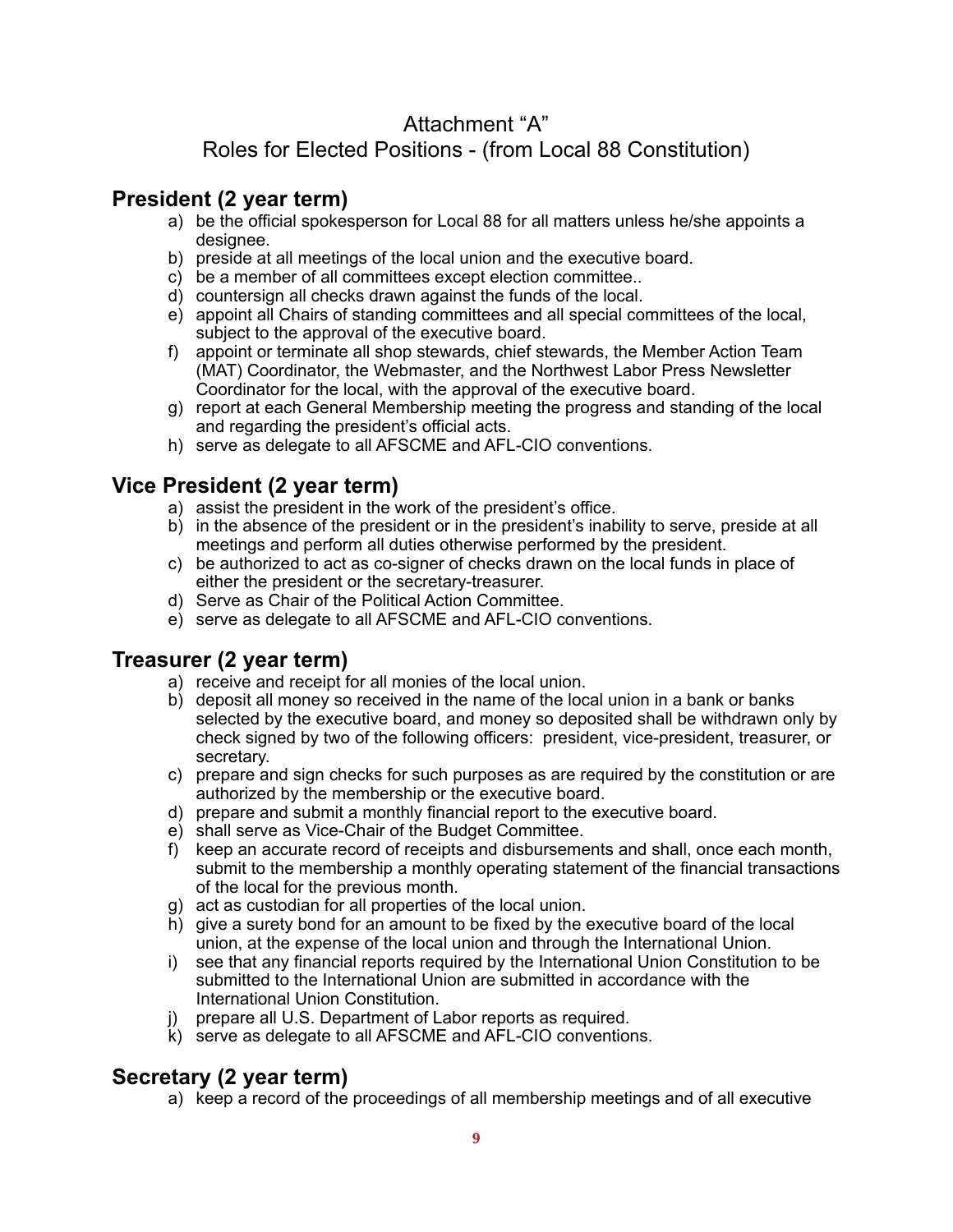Attachment "A"

Roles for Elected Positions - (from Local 88 Constitution)

## President (2 year term)

a) be the official spokesperson for Local 88 for all matters unless he/she appoints a designee.
b) preside at all meetings of the local union and the executive board.
c) be a member of all committees except election committee..
d) countersign all checks drawn against the funds of the local.
e) appoint all Chairs of standing committees and all special committees of the local, subject to the approval of the executive board.
f) appoint or terminate all shop stewards, chief stewards, the Member Action Team (MAT) Coordinator, the Webmaster, and the Northwest Labor Press Newsletter Coordinator for the local, with the approval of the executive board.
g) report at each General Membership meeting the progress and standing of the local and regarding the president's official acts.
h) serve as delegate to all AFSCME and AFL-CIO conventions.

## Vice President (2 year term)

a) assist the president in the work of the president's office.
b) in the absence of the president or in the president's inability to serve, preside at all meetings and perform all duties otherwise performed by the president.
c) be authorized to act as co-signer of checks drawn on the local funds in place of either the president or the secretary-treasurer.
d) Serve as Chair of the Political Action Committee.
e) serve as delegate to all AFSCME and AFL-CIO conventions.

## Treasurer (2 year term)

a) receive and receipt for all monies of the local union.
b) deposit all money so received in the name of the local union in a bank or banks selected by the executive board, and money so deposited shall be withdrawn only by check signed by two of the following officers: president, vice-president, treasurer, or secretary.
c) prepare and sign checks for such purposes as are required by the constitution or are authorized by the membership or the executive board.
d) prepare and submit a monthly financial report to the executive board.
e) shall serve as Vice-Chair of the Budget Committee.
f) keep an accurate record of receipts and disbursements and shall, once each month, submit to the membership a monthly operating statement of the financial transactions of the local for the previous month.
g) act as custodian for all properties of the local union.
h) give a surety bond for an amount to be fixed by the executive board of the local union, at the expense of the local union and through the International Union.
i) see that any financial reports required by the International Union Constitution to be submitted to the International Union are submitted in accordance with the International Union Constitution.
j) prepare all U.S. Department of Labor reports as required.
k) serve as delegate to all AFSCME and AFL-CIO conventions.

## Secretary (2 year term)

a) keep a record of the proceedings of all membership meetings and of all executive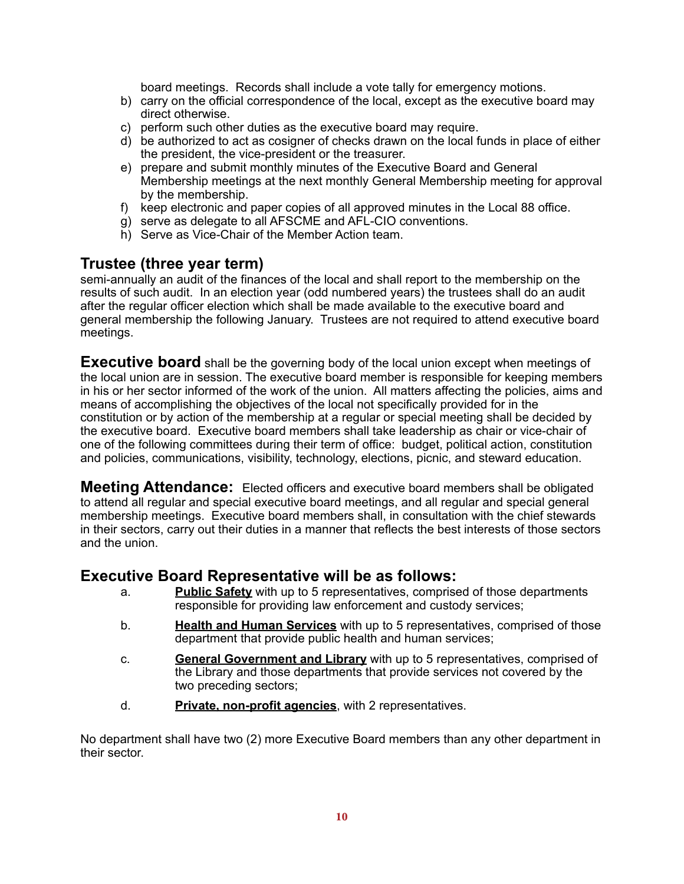board meetings. Records shall include a vote tally for emergency motions.

b) carry on the official correspondence of the local, except as the executive board may direct otherwise.
c) perform such other duties as the executive board may require.
d) be authorized to act as cosigner of checks drawn on the local funds in place of either the president, the vice-president or the treasurer.
e) prepare and submit monthly minutes of the Executive Board and General Membership meetings at the next monthly General Membership meeting for approval by the membership.
f) keep electronic and paper copies of all approved minutes in the Local 88 office.
g) serve as delegate to all AFSCME and AFL-CIO conventions.
h) Serve as Vice-Chair of the Member Action team.

## Trustee (three year term)

semi-annually an audit of the finances of the local and shall report to the membership on the results of such audit. In an election year (odd numbered years) the trustees shall do an audit after the regular officer election which shall be made available to the executive board and general membership the following January. Trustees are not required to attend executive board meetings.

**Executive board** shall be the governing body of the local union except when meetings of the local union are in session. The executive board member is responsible for keeping members in his or her sector informed of the work of the union. All matters affecting the policies, aims and means of accomplishing the objectives of the local not specifically provided for in the constitution or by action of the membership at a regular or special meeting shall be decided by the executive board. Executive board members shall take leadership as chair or vice-chair of one of the following committees during their term of office: budget, political action, constitution and policies, communications, visibility, technology, elections, picnic, and steward education.

**Meeting Attendance:** Elected officers and executive board members shall be obligated to attend all regular and special executive board meetings, and all regular and special general membership meetings. Executive board members shall, in consultation with the chief stewards in their sectors, carry out their duties in a manner that reflects the best interests of those sectors and the union.

## Executive Board Representative will be as follows:

a. **Public Safety** with up to 5 representatives, comprised of those departments responsible for providing law enforcement and custody services;

b. **Health and Human Services** with up to 5 representatives, comprised of those department that provide public health and human services;

c. **General Government and Library** with up to 5 representatives, comprised of the Library and those departments that provide services not covered by the two preceding sectors;

d. **Private, non-profit agencies**, with 2 representatives.

No department shall have two (2) more Executive Board members than any other department in their sector.